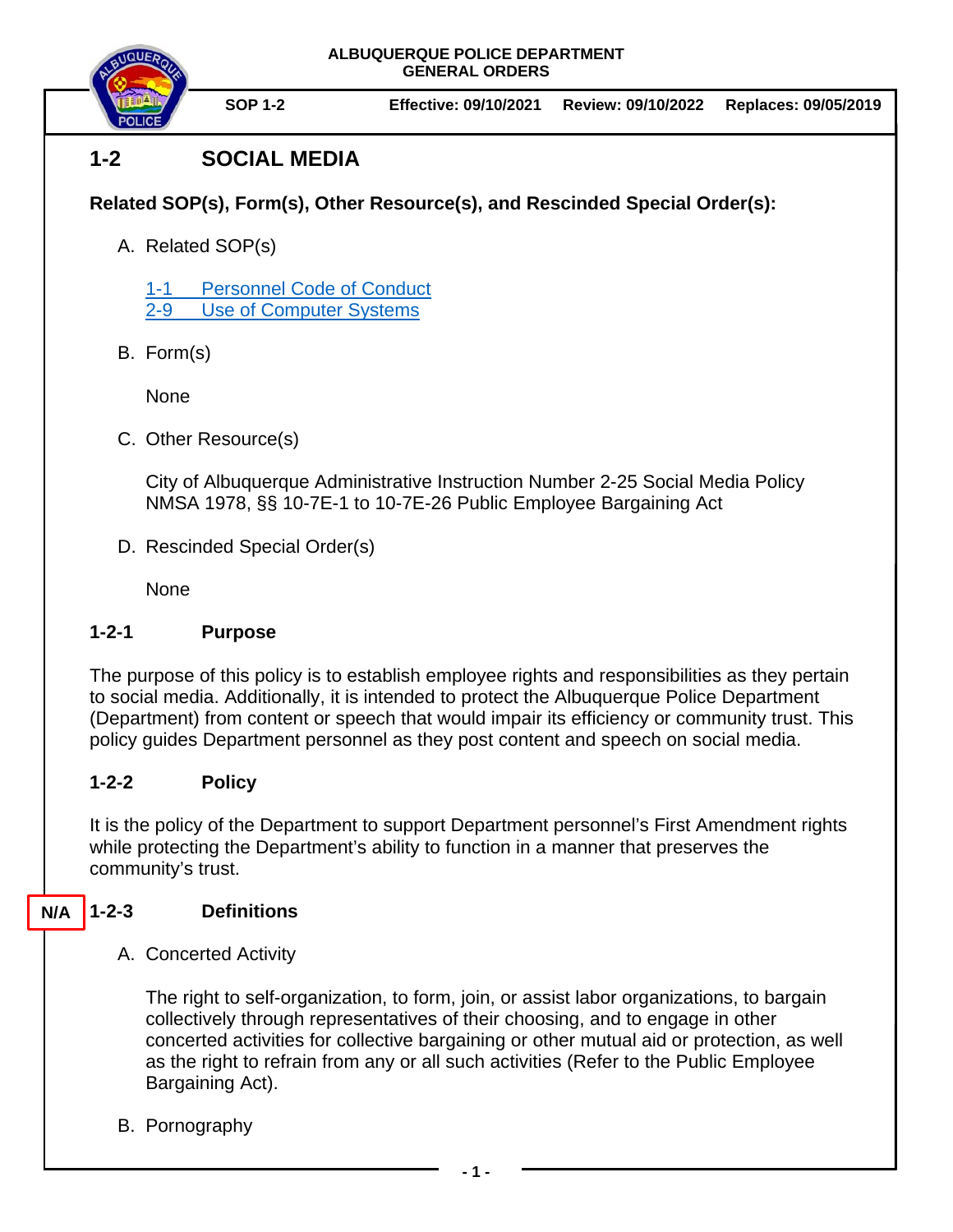ALBUQUERQUE POLICE DEPARTMENT
GENERAL ORDERS

**SOP 1-2** **Effective: 09/10/2021** **Review: 09/10/2022** **Replaces: 09/05/2019**

# 1-2 SOCIAL MEDIA

**Related SOP(s), Form(s), Other Resource(s), and Rescinded Special Order(s):**

A. Related SOP(s)

1-1 Personnel Code of Conduct
2-9 Use of Computer Systems

B. Form(s)

None

C. Other Resource(s)

City of Albuquerque Administrative Instruction Number 2-25 Social Media Policy
NMSA 1978, §§ 10-7E-1 to 10-7E-26 Public Employee Bargaining Act

D. Rescinded Special Order(s)

None

## 1-2-1 Purpose

The purpose of this policy is to establish employee rights and responsibilities as they pertain to social media. Additionally, it is intended to protect the Albuquerque Police Department (Department) from content or speech that would impair its efficiency or community trust. This policy guides Department personnel as they post content and speech on social media.

## 1-2-2 Policy

It is the policy of the Department to support Department personnel's First Amendment rights while protecting the Department's ability to function in a manner that preserves the community's trust.

## N/A 1-2-3 Definitions

A. Concerted Activity

The right to self-organization, to form, join, or assist labor organizations, to bargain collectively through representatives of their choosing, and to engage in other concerted activities for collective bargaining or other mutual aid or protection, as well as the right to refrain from any or all such activities (Refer to the Public Employee Bargaining Act).

B. Pornography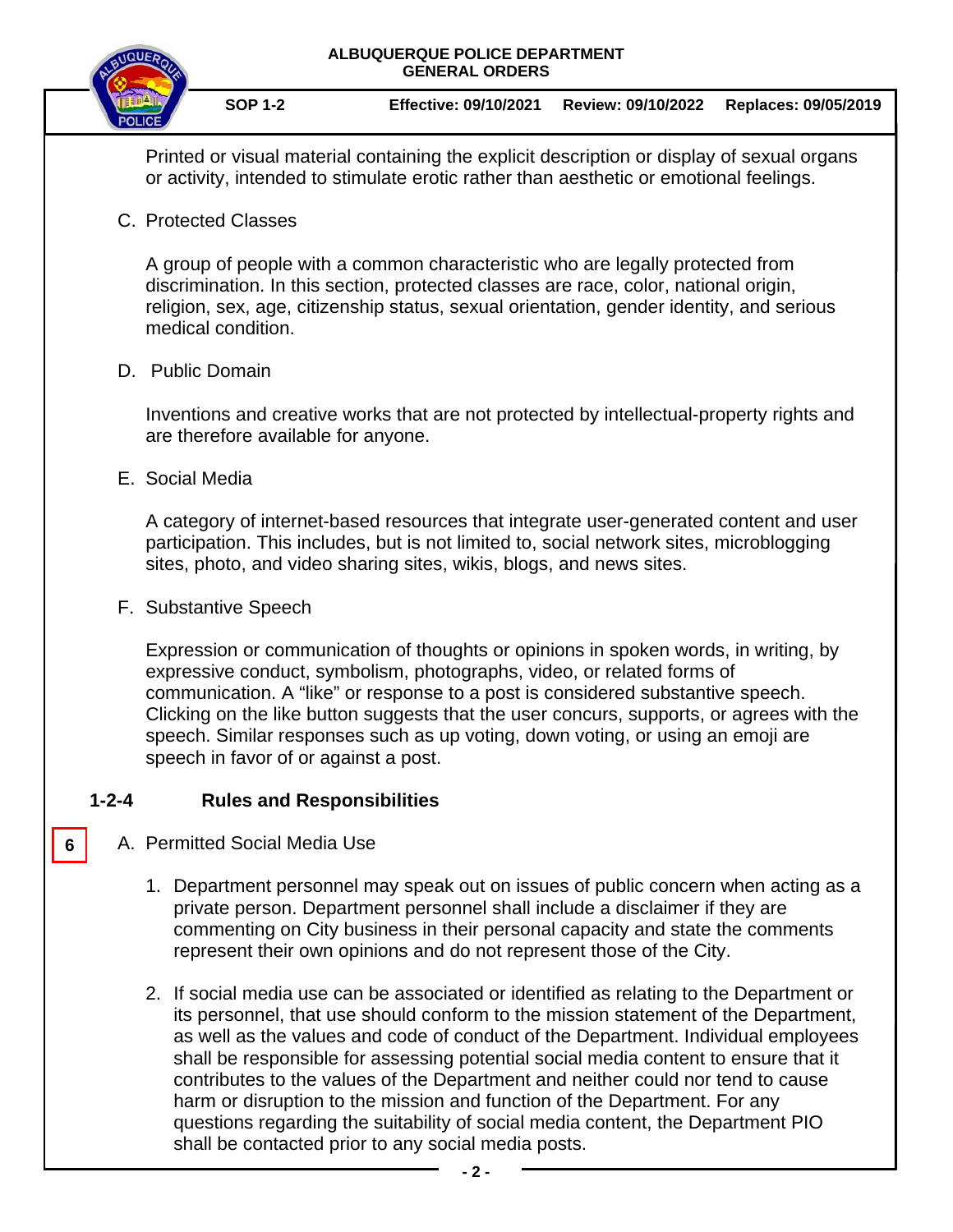Printed or visual material containing the explicit description or display of sexual organs or activity, intended to stimulate erotic rather than aesthetic or emotional feelings.

C. Protected Classes

A group of people with a common characteristic who are legally protected from discrimination. In this section, protected classes are race, color, national origin, religion, sex, age, citizenship status, sexual orientation, gender identity, and serious medical condition.

D. Public Domain

Inventions and creative works that are not protected by intellectual-property rights and are therefore available for anyone.

E. Social Media

A category of internet-based resources that integrate user-generated content and user participation. This includes, but is not limited to, social network sites, microblogging sites, photo, and video sharing sites, wikis, blogs, and news sites.

F. Substantive Speech

Expression or communication of thoughts or opinions in spoken words, in writing, by expressive conduct, symbolism, photographs, video, or related forms of communication. A "like" or response to a post is considered substantive speech. Clicking on the like button suggests that the user concurs, supports, or agrees with the speech. Similar responses such as up voting, down voting, or using an emoji are speech in favor of or against a post.

## 1-2-4 Rules and Responsibilities

6

A. Permitted Social Media Use

1. Department personnel may speak out on issues of public concern when acting as a private person. Department personnel shall include a disclaimer if they are commenting on City business in their personal capacity and state the comments represent their own opinions and do not represent those of the City.

2. If social media use can be associated or identified as relating to the Department or its personnel, that use should conform to the mission statement of the Department, as well as the values and code of conduct of the Department. Individual employees shall be responsible for assessing potential social media content to ensure that it contributes to the values of the Department and neither could nor tend to cause harm or disruption to the mission and function of the Department. For any questions regarding the suitability of social media content, the Department PIO shall be contacted prior to any social media posts.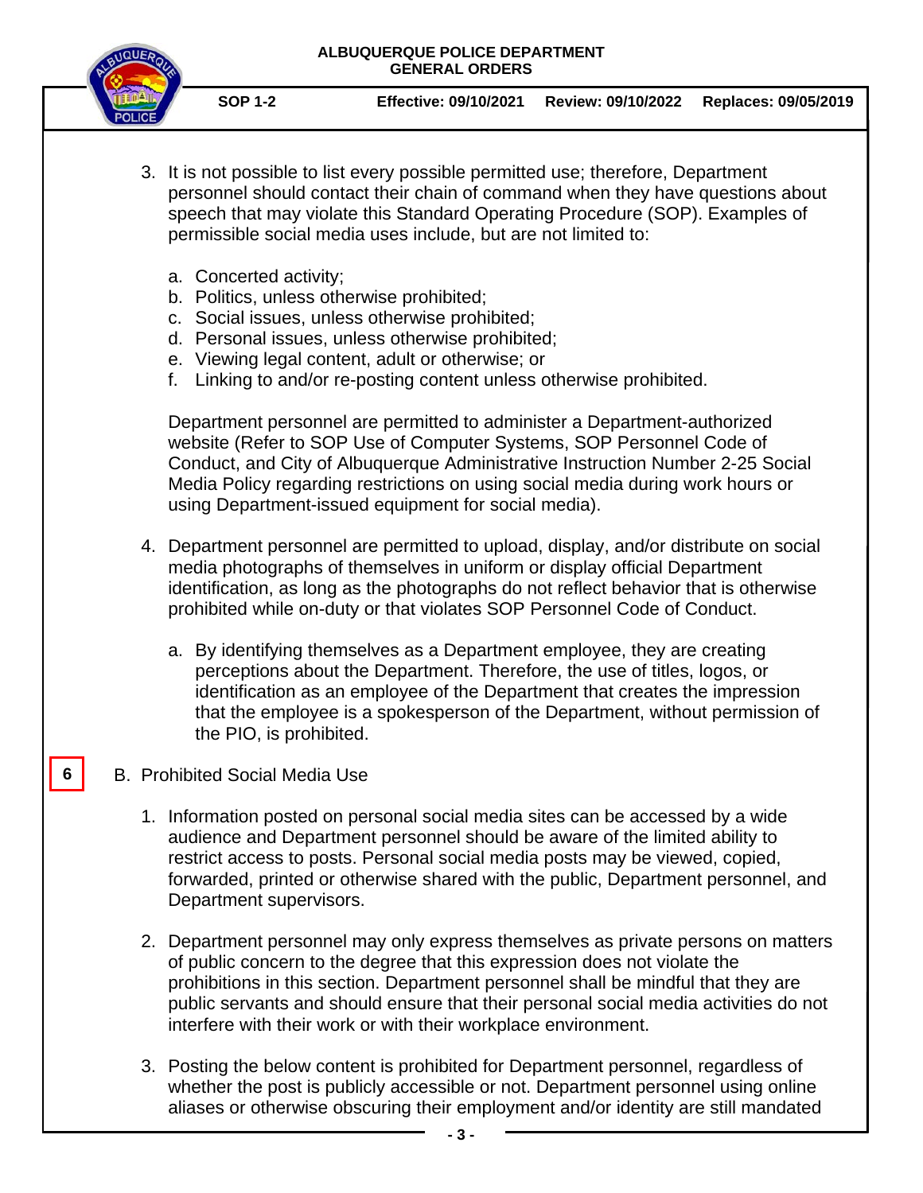3. It is not possible to list every possible permitted use; therefore, Department personnel should contact their chain of command when they have questions about speech that may violate this Standard Operating Procedure (SOP). Examples of permissible social media uses include, but are not limited to:

   a. Concerted activity;
   b. Politics, unless otherwise prohibited;
   c. Social issues, unless otherwise prohibited;
   d. Personal issues, unless otherwise prohibited;
   e. Viewing legal content, adult or otherwise; or
   f. Linking to and/or re-posting content unless otherwise prohibited.

   Department personnel are permitted to administer a Department-authorized website (Refer to SOP Use of Computer Systems, SOP Personnel Code of Conduct, and City of Albuquerque Administrative Instruction Number 2-25 Social Media Policy regarding restrictions on using social media during work hours or using Department-issued equipment for social media).

4. Department personnel are permitted to upload, display, and/or distribute on social media photographs of themselves in uniform or display official Department identification, as long as the photographs do not reflect behavior that is otherwise prohibited while on-duty or that violates SOP Personnel Code of Conduct.

   a. By identifying themselves as a Department employee, they are creating perceptions about the Department. Therefore, the use of titles, logos, or identification as an employee of the Department that creates the impression that the employee is a spokesperson of the Department, without permission of the PIO, is prohibited.

6

B. Prohibited Social Media Use

1. Information posted on personal social media sites can be accessed by a wide audience and Department personnel should be aware of the limited ability to restrict access to posts. Personal social media posts may be viewed, copied, forwarded, printed or otherwise shared with the public, Department personnel, and Department supervisors.

2. Department personnel may only express themselves as private persons on matters of public concern to the degree that this expression does not violate the prohibitions in this section. Department personnel shall be mindful that they are public servants and should ensure that their personal social media activities do not interfere with their work or with their workplace environment.

3. Posting the below content is prohibited for Department personnel, regardless of whether the post is publicly accessible or not. Department personnel using online aliases or otherwise obscuring their employment and/or identity are still mandated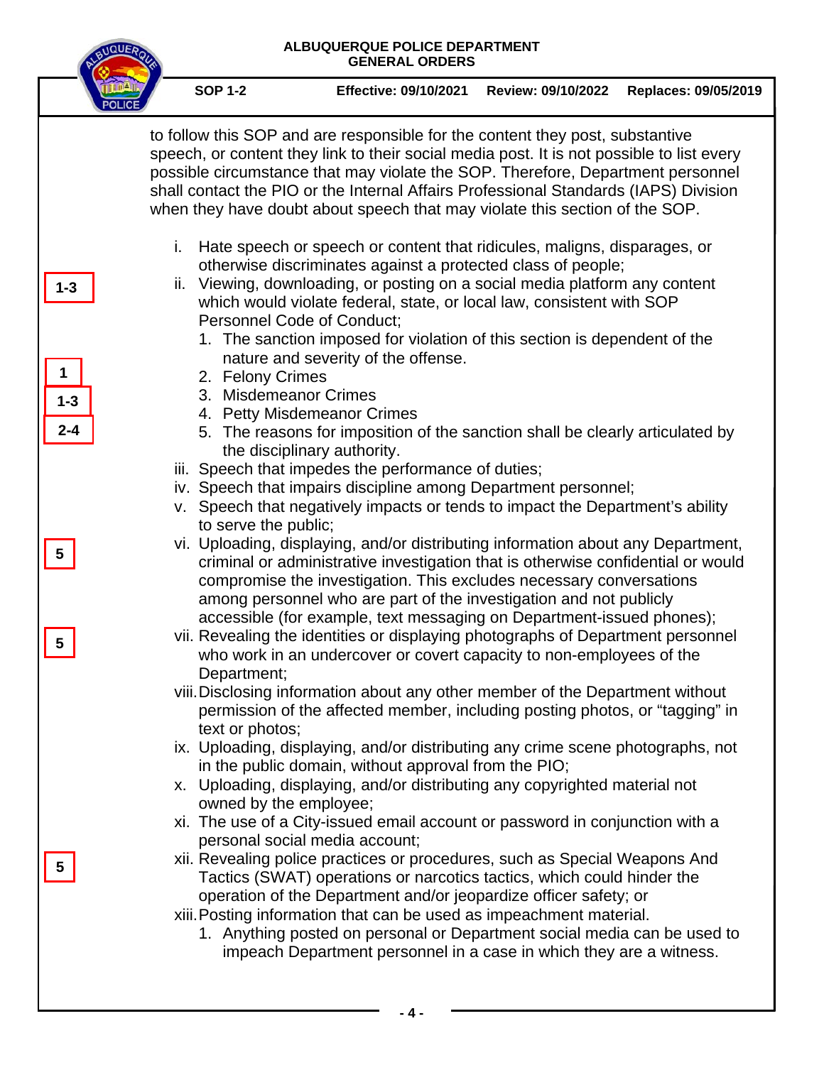to follow this SOP and are responsible for the content they post, substantive speech, or content they link to their social media post. It is not possible to list every possible circumstance that may violate the SOP. Therefore, Department personnel shall contact the PIO or the Internal Affairs Professional Standards (IAPS) Division when they have doubt about speech that may violate this section of the SOP.

i. Hate speech or speech or content that ridicules, maligns, disparages, or otherwise discriminates against a protected class of people;

**1-3** ii. Viewing, downloading, or posting on a social media platform any content which would violate federal, state, or local law, consistent with SOP Personnel Code of Conduct;

   1. The sanction imposed for violation of this section is dependent of the nature and severity of the offense.

**1** 2. Felony Crimes

**1-3** 3. Misdemeanor Crimes

**2-4** 4. Petty Misdemeanor Crimes

   5. The reasons for imposition of the sanction shall be clearly articulated by the disciplinary authority.

iii. Speech that impedes the performance of duties;

iv. Speech that impairs discipline among Department personnel;

v. Speech that negatively impacts or tends to impact the Department's ability to serve the public;

**5** vi. Uploading, displaying, and/or distributing information about any Department, criminal or administrative investigation that is otherwise confidential or would compromise the investigation. This excludes necessary conversations among personnel who are part of the investigation and not publicly accessible (for example, text messaging on Department-issued phones);

**5** vii. Revealing the identities or displaying photographs of Department personnel who work in an undercover or covert capacity to non-employees of the Department;

viii. Disclosing information about any other member of the Department without permission of the affected member, including posting photos, or "tagging" in text or photos;

ix. Uploading, displaying, and/or distributing any crime scene photographs, not in the public domain, without approval from the PIO;

x. Uploading, displaying, and/or distributing any copyrighted material not owned by the employee;

xi. The use of a City-issued email account or password in conjunction with a personal social media account;

**5** xii. Revealing police practices or procedures, such as Special Weapons And Tactics (SWAT) operations or narcotics tactics, which could hinder the operation of the Department and/or jeopardize officer safety; or

xiii. Posting information that can be used as impeachment material.

   1. Anything posted on personal or Department social media can be used to impeach Department personnel in a case in which they are a witness.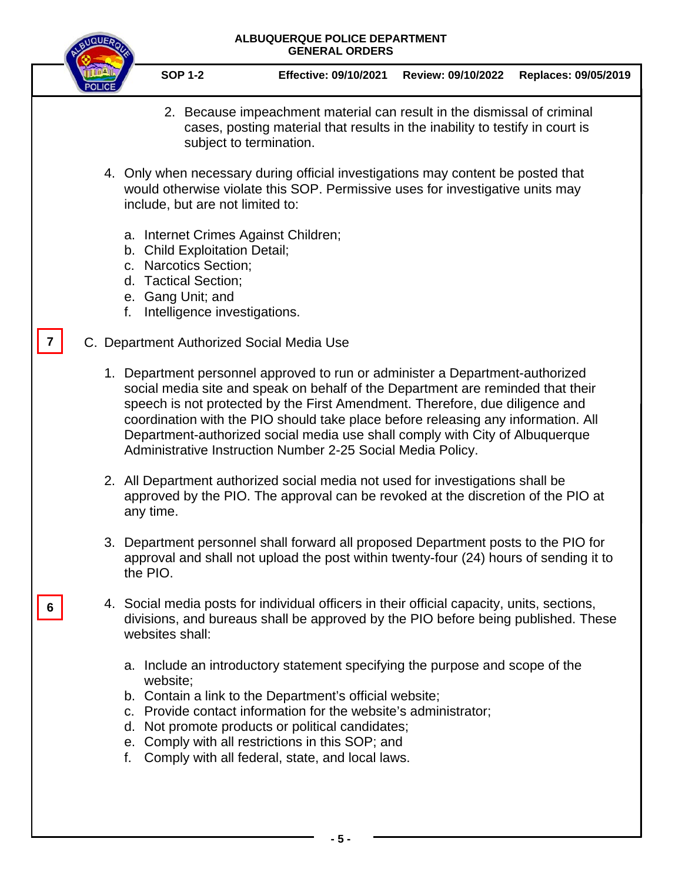2. Because impeachment material can result in the dismissal of criminal cases, posting material that results in the inability to testify in court is subject to termination.

4. Only when necessary during official investigations may content be posted that would otherwise violate this SOP. Permissive uses for investigative units may include, but are not limited to:

   a. Internet Crimes Against Children;
   b. Child Exploitation Detail;
   c. Narcotics Section;
   d. Tactical Section;
   e. Gang Unit; and
   f. Intelligence investigations.

7

C. Department Authorized Social Media Use

1. Department personnel approved to run or administer a Department-authorized social media site and speak on behalf of the Department are reminded that their speech is not protected by the First Amendment. Therefore, due diligence and coordination with the PIO should take place before releasing any information. All Department-authorized social media use shall comply with City of Albuquerque Administrative Instruction Number 2-25 Social Media Policy.

2. All Department authorized social media not used for investigations shall be approved by the PIO. The approval can be revoked at the discretion of the PIO at any time.

3. Department personnel shall forward all proposed Department posts to the PIO for approval and shall not upload the post within twenty-four (24) hours of sending it to the PIO.

6

4. Social media posts for individual officers in their official capacity, units, sections, divisions, and bureaus shall be approved by the PIO before being published. These websites shall:

   a. Include an introductory statement specifying the purpose and scope of the website;
   b. Contain a link to the Department's official website;
   c. Provide contact information for the website's administrator;
   d. Not promote products or political candidates;
   e. Comply with all restrictions in this SOP; and
   f. Comply with all federal, state, and local laws.